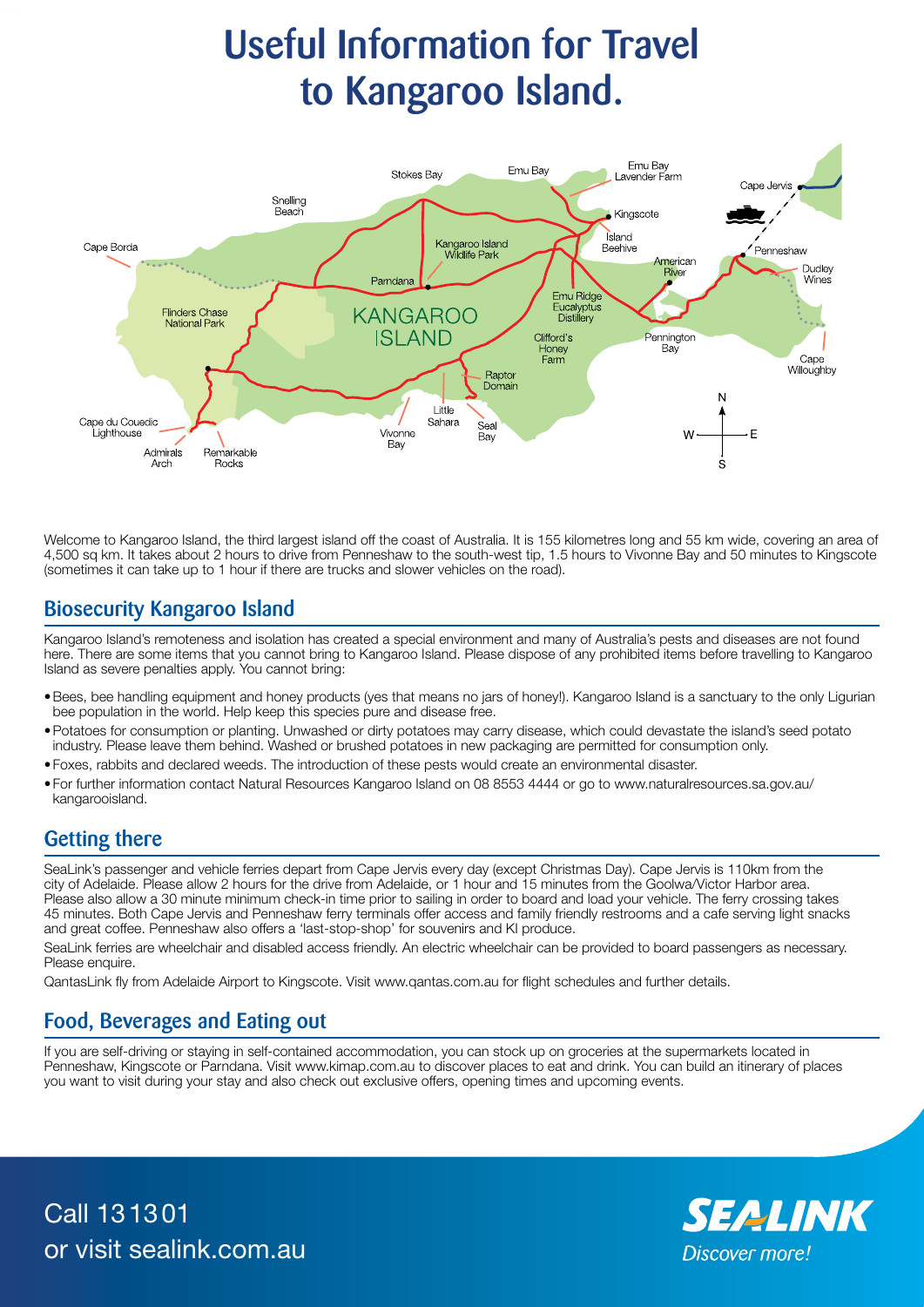# Useful Information for Travel to Kangaroo Island.

Welcome to Kangaroo Island, the third largest island off the coast of Australia. It is 155 kilometres long and 55 km wide, covering an area of 4,500 sq km. It takes about 2 hours to drive from Penneshaw to the south-west tip, 1.5 hours to Vivonne Bay and 50 minutes to Kingscote (sometimes it can take up to 1 hour if there are trucks and slower vehicles on the road).

## Biosecurity Kangaroo Island

Kangaroo Island's remoteness and isolation has created a special environment and many of Australia's pests and diseases are not found here. There are some items that you cannot bring to Kangaroo Island. Please dispose of any prohibited items before travelling to Kangaroo Island as severe penalties apply. You cannot bring:

- Bees, bee handling equipment and honey products (yes that means no jars of honey!). Kangaroo Island is a sanctuary to the only Ligurian bee population in the world. Help keep this species pure and disease free.
- Potatoes for consumption or planting. Unwashed or dirty potatoes may carry disease, which could devastate the island's seed potato industry. Please leave them behind. Washed or brushed potatoes in new packaging are permitted for consumption only.
- Foxes, rabbits and declared weeds. The introduction of these pests would create an environmental disaster.
- For further information contact Natural Resources Kangaroo Island on 08 8553 4444 or go to www.naturalresources.sa.gov.au/kangarooisland.

## Getting there

SeaLink's passenger and vehicle ferries depart from Cape Jervis every day (except Christmas Day). Cape Jervis is 110km from the city of Adelaide. Please allow 2 hours for the drive from Adelaide, or 1 hour and 15 minutes from the Goolwa/Victor Harbor area. Please also allow a 30 minute minimum check-in time prior to sailing in order to board and load your vehicle. The ferry crossing takes 45 minutes. Both Cape Jervis and Penneshaw ferry terminals offer access and family friendly restrooms and a cafe serving light snacks and great coffee. Penneshaw also offers a 'last-stop-shop' for souvenirs and KI produce.

SeaLink ferries are wheelchair and disabled access friendly. An electric wheelchair can be provided to board passengers as necessary. Please enquire.

QantasLink fly from Adelaide Airport to Kingscote. Visit www.qantas.com.au for flight schedules and further details.

## Food, Beverages and Eating out

If you are self-driving or staying in self-contained accommodation, you can stock up on groceries at the supermarkets located in Penneshaw, Kingscote or Parndana. Visit www.kimap.com.au to discover places to eat and drink. You can build an itinerary of places you want to visit during your stay and also check out exclusive offers, opening times and upcoming events.

Call 13 13 01
or visit sealink.com.au

SEALINK
*Discover more!*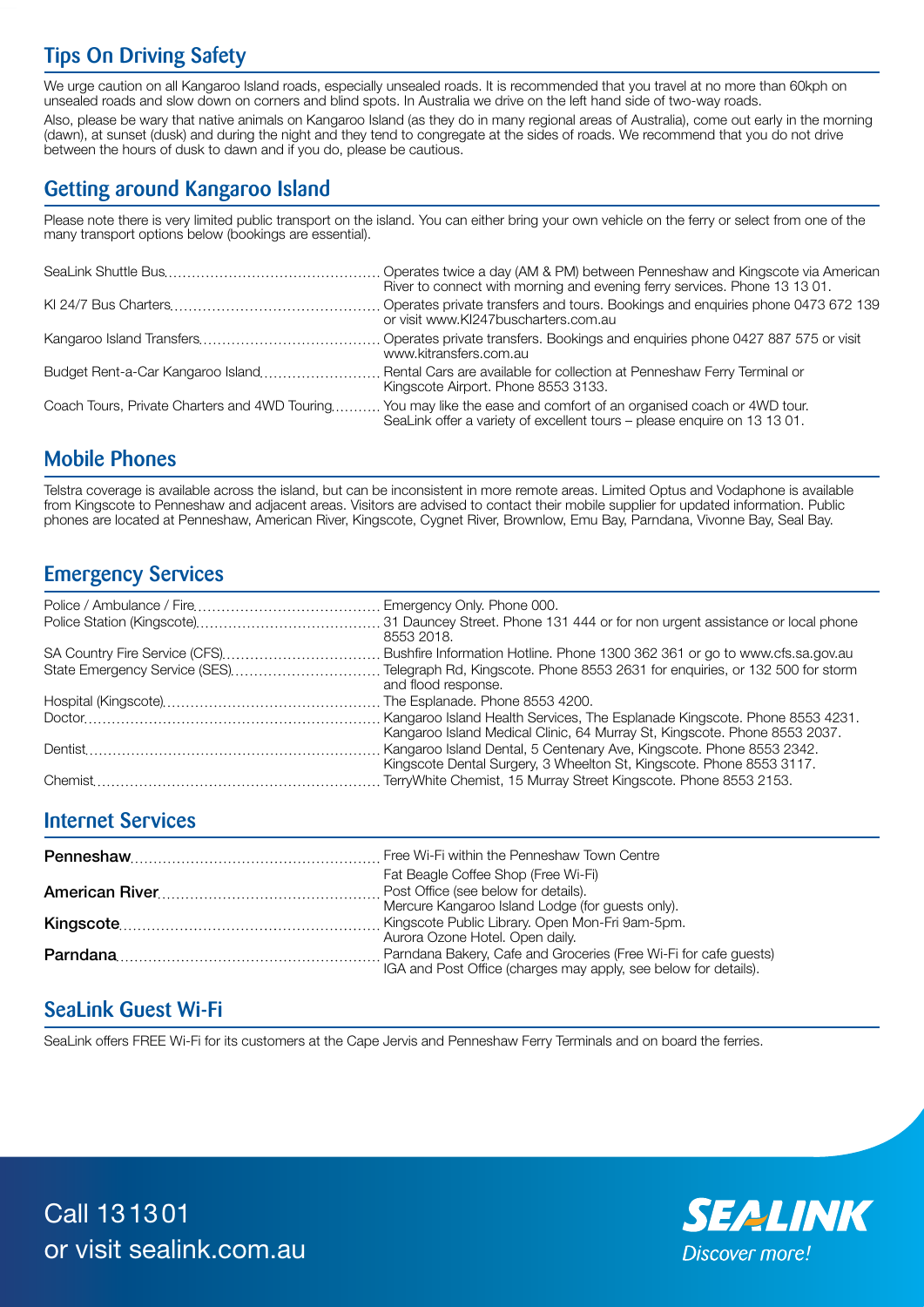## Tips On Driving Safety

We urge caution on all Kangaroo Island roads, especially unsealed roads. It is recommended that you travel at no more than 60kph on unsealed roads and slow down on corners and blind spots. In Australia we drive on the left hand side of two-way roads.

Also, please be wary that native animals on Kangaroo Island (as they do in many regional areas of Australia), come out early in the morning (dawn), at sunset (dusk) and during the night and they tend to congregate at the sides of roads. We recommend that you do not drive between the hours of dusk to dawn and if you do, please be cautious.

## Getting around Kangaroo Island

Please note there is very limited public transport on the island. You can either bring your own vehicle on the ferry or select from one of the many transport options below (bookings are essential).

| | |
|---|---|
| SeaLink Shuttle Bus | Operates twice a day (AM & PM) between Penneshaw and Kingscote via American River to connect with morning and evening ferry services. Phone 13 13 01. |
| KI 24/7 Bus Charters | Operates private transfers and tours. Bookings and enquiries phone 0473 672 139 or visit www.KI247buscharters.com.au |
| Kangaroo Island Transfers | Operates private transfers. Bookings and enquiries phone 0427 887 575 or visit www.kitransfers.com.au |
| Budget Rent-a-Car Kangaroo Island | Rental Cars are available for collection at Penneshaw Ferry Terminal or Kingscote Airport. Phone 8553 3133. |
| Coach Tours, Private Charters and 4WD Touring | You may like the ease and comfort of an organised coach or 4WD tour. SeaLink offer a variety of excellent tours – please enquire on 13 13 01. |

## Mobile Phones

Telstra coverage is available across the island, but can be inconsistent in more remote areas. Limited Optus and Vodaphone is available from Kingscote to Penneshaw and adjacent areas. Visitors are advised to contact their mobile supplier for updated information. Public phones are located at Penneshaw, American River, Kingscote, Cygnet River, Brownlow, Emu Bay, Parndana, Vivonne Bay, Seal Bay.

## Emergency Services

| | |
|---|---|
| Police / Ambulance / Fire | Emergency Only. Phone 000. |
| Police Station (Kingscote) | 31 Dauncey Street. Phone 131 444 or for non urgent assistance or local phone 8553 2018. |
| SA Country Fire Service (CFS) | Bushfire Information Hotline. Phone 1300 362 361 or go to www.cfs.sa.gov.au |
| State Emergency Service (SES) | Telegraph Rd, Kingscote. Phone 8553 2631 for enquiries, or 132 500 for storm and flood response. |
| Hospital (Kingscote) | The Esplanade. Phone 8553 4200. |
| Doctor | Kangaroo Island Health Services, The Esplanade Kingscote. Phone 8553 4231. Kangaroo Island Medical Clinic, 64 Murray St, Kingscote. Phone 8553 2037. |
| Dentist | Kangaroo Island Dental, 5 Centenary Ave, Kingscote. Phone 8553 2342. Kingscote Dental Surgery, 3 Wheelton St, Kingscote. Phone 8553 3117. |
| Chemist | TerryWhite Chemist, 15 Murray Street Kingscote. Phone 8553 2153. |

## Internet Services

| | |
|---|---|
| **Penneshaw** | Free Wi-Fi within the Penneshaw Town Centre<br>Fat Beagle Coffee Shop (Free Wi-Fi) |
| **American River** | Post Office (see below for details).<br>Mercure Kangaroo Island Lodge (for guests only). |
| **Kingscote** | Kingscote Public Library. Open Mon-Fri 9am-5pm.<br>Aurora Ozone Hotel. Open daily. |
| **Parndana** | Parndana Bakery, Cafe and Groceries (Free Wi-Fi for cafe guests)<br>IGA and Post Office (charges may apply, see below for details). |

## SeaLink Guest Wi-Fi

SeaLink offers FREE Wi-Fi for its customers at the Cape Jervis and Penneshaw Ferry Terminals and on board the ferries.

Call 13 13 01
or visit sealink.com.au

SEALINK *Discover more!*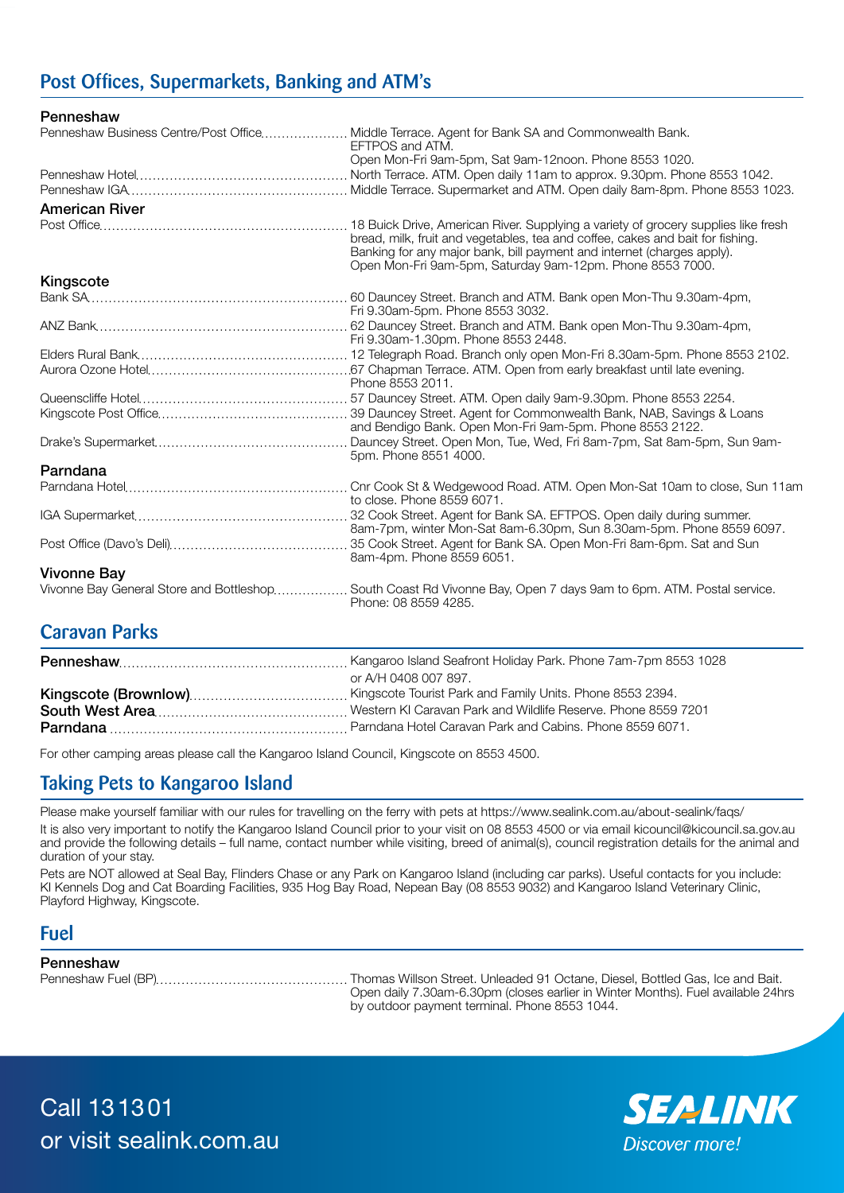## Post Offices, Supermarkets, Banking and ATM's

### Penneshaw

- Penneshaw Business Centre/Post Office — Middle Terrace. Agent for Bank SA and Commonwealth Bank. EFTPOS and ATM. Open Mon-Fri 9am-5pm, Sat 9am-12noon. Phone 8553 1020.
- Penneshaw Hotel — North Terrace. ATM. Open daily 11am to approx. 9.30pm. Phone 8553 1042.
- Penneshaw IGA — Middle Terrace. Supermarket and ATM. Open daily 8am-8pm. Phone 8553 1023.

### American River

- Post Office — 18 Buick Drive, American River. Supplying a variety of grocery supplies like fresh bread, milk, fruit and vegetables, tea and coffee, cakes and bait for fishing. Banking for any major bank, bill payment and internet (charges apply). Open Mon-Fri 9am-5pm, Saturday 9am-12pm. Phone 8553 7000.

### Kingscote

- Bank SA — 60 Dauncey Street. Branch and ATM. Bank open Mon-Thu 9.30am-4pm, Fri 9.30am-5pm. Phone 8553 3032.
- ANZ Bank — 62 Dauncey Street. Branch and ATM. Bank open Mon-Thu 9.30am-4pm, Fri 9.30am-1.30pm. Phone 8553 2448.
- Elders Rural Bank — 12 Telegraph Road. Branch only open Mon-Fri 8.30am-5pm. Phone 8553 2102.
- Aurora Ozone Hotel — 67 Chapman Terrace. ATM. Open from early breakfast until late evening. Phone 8553 2011.
- Queenscliffe Hotel — 57 Dauncey Street. ATM. Open daily 9am-9.30pm. Phone 8553 2254.
- Kingscote Post Office — 39 Dauncey Street. Agent for Commonwealth Bank, NAB, Savings & Loans and Bendigo Bank. Open Mon-Fri 9am-5pm. Phone 8553 2122.
- Drake's Supermarket — Dauncey Street. Open Mon, Tue, Wed, Fri 8am-7pm, Sat 8am-5pm, Sun 9am-5pm. Phone 8551 4000.

### Parndana

- Parndana Hotel — Cnr Cook St & Wedgewood Road. ATM. Open Mon-Sat 10am to close, Sun 11am to close. Phone 8559 6071.
- IGA Supermarket — 32 Cook Street. Agent for Bank SA. EFTPOS. Open daily during summer. 8am-7pm, winter Mon-Sat 8am-6.30pm, Sun 8.30am-5pm. Phone 8559 6097.
- Post Office (Davo's Deli) — 35 Cook Street. Agent for Bank SA. Open Mon-Fri 8am-6pm. Sat and Sun 8am-4pm. Phone 8559 6051.

### Vivonne Bay

- Vivonne Bay General Store and Bottleshop — South Coast Rd Vivonne Bay, Open 7 days 9am to 6pm. ATM. Postal service. Phone: 08 8559 4285.

## Caravan Parks

- **Penneshaw** — Kangaroo Island Seafront Holiday Park. Phone 7am-7pm 8553 1028 or A/H 0408 007 897.
- **Kingscote (Brownlow)** — Kingscote Tourist Park and Family Units. Phone 8553 2394.
- **South West Area** — Western KI Caravan Park and Wildlife Reserve. Phone 8559 7201
- **Parndana** — Parndana Hotel Caravan Park and Cabins. Phone 8559 6071.

For other camping areas please call the Kangaroo Island Council, Kingscote on 8553 4500.

## Taking Pets to Kangaroo Island

Please make yourself familiar with our rules for travelling on the ferry with pets at https://www.sealink.com.au/about-sealink/faqs/

It is also very important to notify the Kangaroo Island Council prior to your visit on 08 8553 4500 or via email kicouncil@kicouncil.sa.gov.au and provide the following details – full name, contact number while visiting, breed of animal(s), council registration details for the animal and duration of your stay.

Pets are NOT allowed at Seal Bay, Flinders Chase or any Park on Kangaroo Island (including car parks). Useful contacts for you include: KI Kennels Dog and Cat Boarding Facilities, 935 Hog Bay Road, Nepean Bay (08 8553 9032) and Kangaroo Island Veterinary Clinic, Playford Highway, Kingscote.

## Fuel

### Penneshaw

- Penneshaw Fuel (BP) — Thomas Willson Street. Unleaded 91 Octane, Diesel, Bottled Gas, Ice and Bait. Open daily 7.30am-6.30pm (closes earlier in Winter Months). Fuel available 24hrs by outdoor payment terminal. Phone 8553 1044.

Call 13 13 01
or visit sealink.com.au

SEALINK *Discover more!*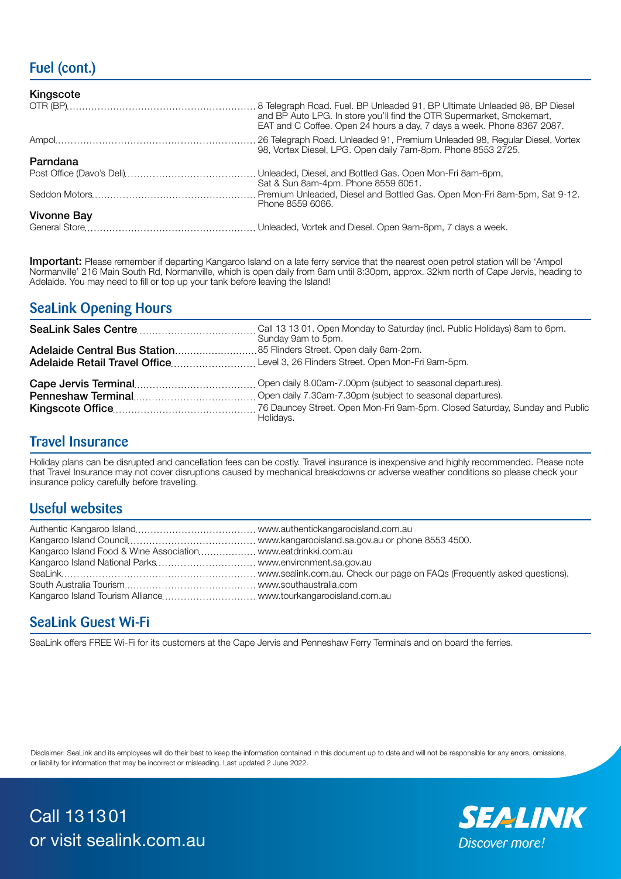## Fuel (cont.)

### Kingscote

| | |
|---|---|
| OTR (BP) | 8 Telegraph Road. Fuel. BP Unleaded 91, BP Ultimate Unleaded 98, BP Diesel and BP Auto LPG. In store you'll find the OTR Supermarket, Smokemart, EAT and C Coffee. Open 24 hours a day, 7 days a week. Phone 8367 2087. |
| Ampol | 26 Telegraph Road. Unleaded 91, Premium Unleaded 98, Regular Diesel, Vortex 98, Vortex Diesel, LPG. Open daily 7am-8pm. Phone 8553 2725. |

### Parndana

| | |
|---|---|
| Post Office (Davo's Deli) | Unleaded, Diesel, and Bottled Gas. Open Mon-Fri 8am-6pm, Sat & Sun 8am-4pm. Phone 8559 6051. |
| Seddon Motors | Premium Unleaded, Diesel and Bottled Gas. Open Mon-Fri 8am-5pm, Sat 9-12. Phone 8559 6066. |

### Vivonne Bay

| | |
|---|---|
| General Store | Unleaded, Vortek and Diesel. Open 9am-6pm, 7 days a week. |

**Important:** Please remember if departing Kangaroo Island on a late ferry service that the nearest open petrol station will be 'Ampol Normanville' 216 Main South Rd, Normanville, which is open daily from 6am until 8:30pm, approx. 32km north of Cape Jervis, heading to Adelaide. You may need to fill or top up your tank before leaving the Island!

## SeaLink Opening Hours

| | |
|---|---|
| **SeaLink Sales Centre** | Call 13 13 01. Open Monday to Saturday (incl. Public Holidays) 8am to 6pm. Sunday 9am to 5pm. |
| **Adelaide Central Bus Station** | 85 Flinders Street. Open daily 6am-2pm. |
| **Adelaide Retail Travel Office** | Level 3, 26 Flinders Street. Open Mon-Fri 9am-5pm. |
| **Cape Jervis Terminal** | Open daily 8.00am-7.00pm (subject to seasonal departures). |
| **Penneshaw Terminal** | Open daily 7.30am-7.30pm (subject to seasonal departures). |
| **Kingscote Office** | 76 Dauncey Street. Open Mon-Fri 9am-5pm. Closed Saturday, Sunday and Public Holidays. |

## Travel Insurance

Holiday plans can be disrupted and cancellation fees can be costly. Travel insurance is inexpensive and highly recommended. Please note that Travel Insurance may not cover disruptions caused by mechanical breakdowns or adverse weather conditions so please check your insurance policy carefully before travelling.

## Useful websites

| | |
|---|---|
| Authentic Kangaroo Island | www.authentickangarooisland.com.au |
| Kangaroo Island Council | www.kangarooisland.sa.gov.au or phone 8553 4500. |
| Kangaroo Island Food & Wine Association | www.eatdrinkki.com.au |
| Kangaroo Island National Parks | www.environment.sa.gov.au |
| SeaLink | www.sealink.com.au. Check our page on FAQs (Frequently asked questions). |
| South Australia Tourism | www.southaustralia.com |
| Kangaroo Island Tourism Alliance | www.tourkangarooisland.com.au |

## SeaLink Guest Wi-Fi

SeaLink offers FREE Wi-Fi for its customers at the Cape Jervis and Penneshaw Ferry Terminals and on board the ferries.

Disclaimer: SeaLink and its employees will do their best to keep the information contained in this document up to date and will not be responsible for any errors, omissions, or liability for information that may be incorrect or misleading. Last updated 2 June 2022.

Call 13 13 01
or visit sealink.com.au

SEALINK
*Discover more!*